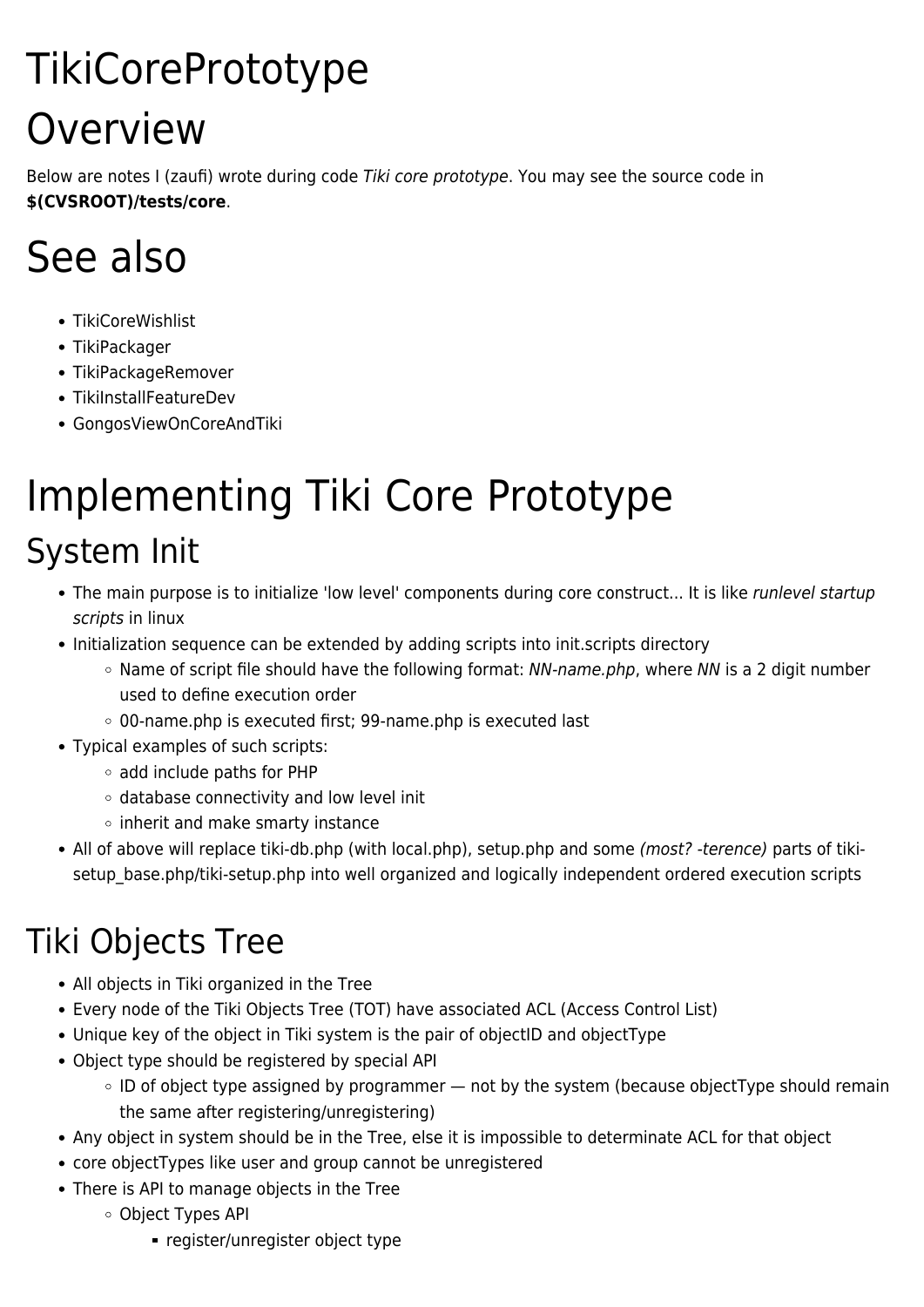# TikiCorePrototype

# Overview

Below are notes I (zaufi) wrote during code *Tiki core prototype*. You may see the source code in **$(CVSROOT)/tests/core**.

# See also

- TikiCoreWishlist
- TikiPackager
- TikiPackageRemover
- TikiInstallFeatureDev
- GongosViewOnCoreAndTiki

# Implementing Tiki Core Prototype

## System Init

- The main purpose is to initialize 'low level' components during core construct... It is like *runlevel startup scripts* in linux
- Initialization sequence can be extended by adding scripts into init.scripts directory
  - Name of script file should have the following format: *NN-name.php*, where *NN* is a 2 digit number used to define execution order
  - 00-name.php is executed first; 99-name.php is executed last
- Typical examples of such scripts:
  - add include paths for PHP
  - database connectivity and low level init
  - inherit and make smarty instance
- All of above will replace tiki-db.php (with local.php), setup.php and some *(most? -terence)* parts of tiki-setup_base.php/tiki-setup.php into well organized and logically independent ordered execution scripts

## Tiki Objects Tree

- All objects in Tiki organized in the Tree
- Every node of the Tiki Objects Tree (TOT) have associated ACL (Access Control List)
- Unique key of the object in Tiki system is the pair of objectID and objectType
- Object type should be registered by special API
  - ID of object type assigned by programmer — not by the system (because objectType should remain the same after registering/unregistering)
- Any object in system should be in the Tree, else it is impossible to determinate ACL for that object
- core objectTypes like user and group cannot be unregistered
- There is API to manage objects in the Tree
  - Object Types API
    - register/unregister object type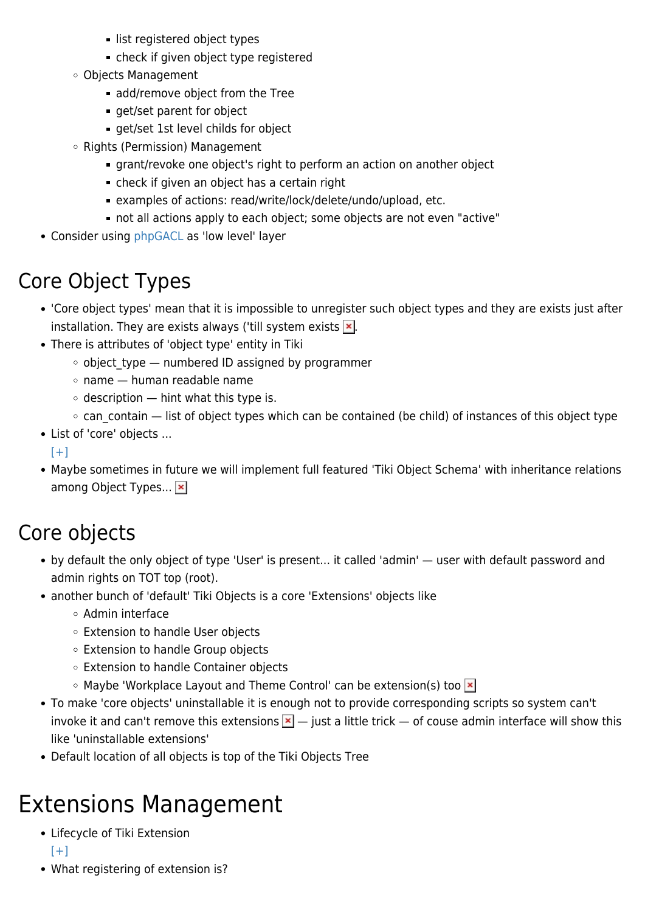- list registered object types
        - check if given object type registered
    - Objects Management
        - add/remove object from the Tree
        - get/set parent for object
        - get/set 1st level childs for object
    - Rights (Permission) Management
        - grant/revoke one object's right to perform an action on another object
        - check if given an object has a certain right
        - examples of actions: read/write/lock/delete/undo/upload, etc.
        - not all actions apply to each object; some objects are not even "active"
- Consider using phpGACL as 'low level' layer

# Core Object Types

- 'Core object types' mean that it is impossible to unregister such object types and they are exists just after installation. They are exists always ('till system exists .
- There is attributes of 'object type' entity in Tiki
    - object_type — numbered ID assigned by programmer
    - name — human readable name
    - description — hint what this type is.
    - can_contain — list of object types which can be contained (be child) of instances of this object type
- List of 'core' objects ...
  [+]
- Maybe sometimes in future we will implement full featured 'Tiki Object Schema' with inheritance relations among Object Types...

# Core objects

- by default the only object of type 'User' is present... it called 'admin' — user with default password and admin rights on TOT top (root).
- another bunch of 'default' Tiki Objects is a core 'Extensions' objects like
    - Admin interface
    - Extension to handle User objects
    - Extension to handle Group objects
    - Extension to handle Container objects
    - Maybe 'Workplace Layout and Theme Control' can be extension(s) too
- To make 'core objects' uninstallable it is enough not to provide corresponding scripts so system can't invoke it and can't remove this extensions  — just a little trick — of couse admin interface will show this like 'uninstallable extensions'
- Default location of all objects is top of the Tiki Objects Tree

# Extensions Management

- Lifecycle of Tiki Extension
  [+]
- What registering of extension is?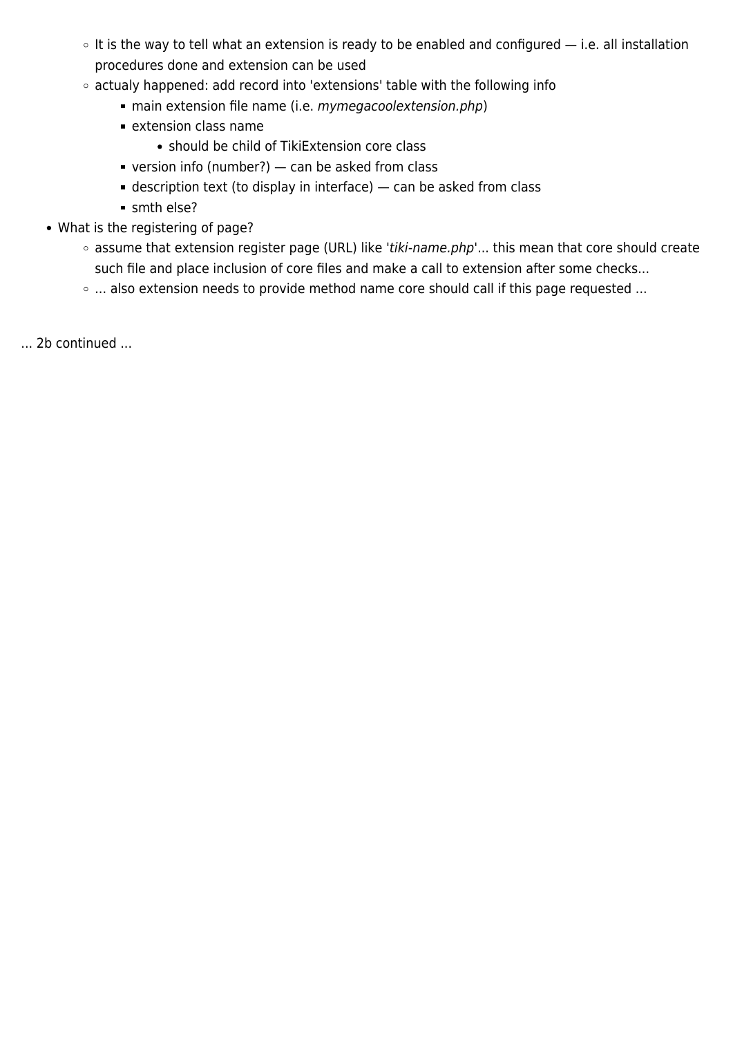- It is the way to tell what an extension is ready to be enabled and configured — i.e. all installation procedures done and extension can be used
    - actualy happened: add record into 'extensions' table with the following info
      - main extension file name (i.e. *mymegacoolextension.php*)
      - extension class name
        - should be child of TikiExtension core class
      - version info (number?) — can be asked from class
      - description text (to display in interface) — can be asked from class
      - smth else?
- What is the registering of page?
  - assume that extension register page (URL) like '*tiki-name.php*'... this mean that core should create such file and place inclusion of core files and make a call to extension after some checks...
  - ... also extension needs to provide method name core should call if this page requested ...

... 2b continued ...